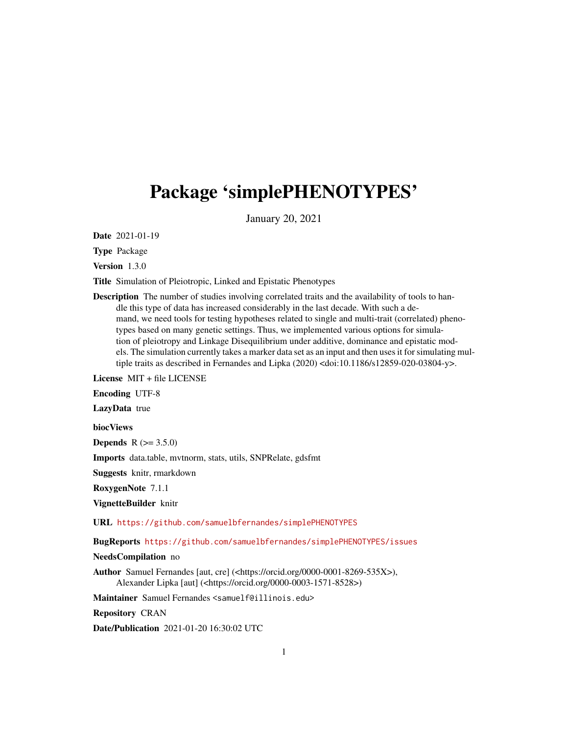# Package 'simplePHENOTYPES'

January 20, 2021

**Date** 2021-01-19

**Type** Package

**Version** 1.3.0

**Title** Simulation of Pleiotropic, Linked and Epistatic Phenotypes

**Description** The number of studies involving correlated traits and the availability of tools to handle this type of data has increased considerably in the last decade. With such a demand, we need tools for testing hypotheses related to single and multi-trait (correlated) phenotypes based on many genetic settings. Thus, we implemented various options for simulation of pleiotropy and Linkage Disequilibrium under additive, dominance and epistatic models. The simulation currently takes a marker data set as an input and then uses it for simulating multiple traits as described in Fernandes and Lipka (2020) <doi:10.1186/s12859-020-03804-y>.

**License** MIT + file LICENSE

**Encoding** UTF-8

**LazyData** true

**biocViews**

**Depends** R (>= 3.5.0)

**Imports** data.table, mvtnorm, stats, utils, SNPRelate, gdsfmt

**Suggests** knitr, rmarkdown

**RoxygenNote** 7.1.1

**VignetteBuilder** knitr

**URL** https://github.com/samuelbfernandes/simplePHENOTYPES

**BugReports** https://github.com/samuelbfernandes/simplePHENOTYPES/issues

**NeedsCompilation** no

**Author** Samuel Fernandes [aut, cre] (<https://orcid.org/0000-0001-8269-535X>), Alexander Lipka [aut] (<https://orcid.org/0000-0003-1571-8528>)

**Maintainer** Samuel Fernandes <samuelf@illinois.edu>

**Repository** CRAN

**Date/Publication** 2021-01-20 16:30:02 UTC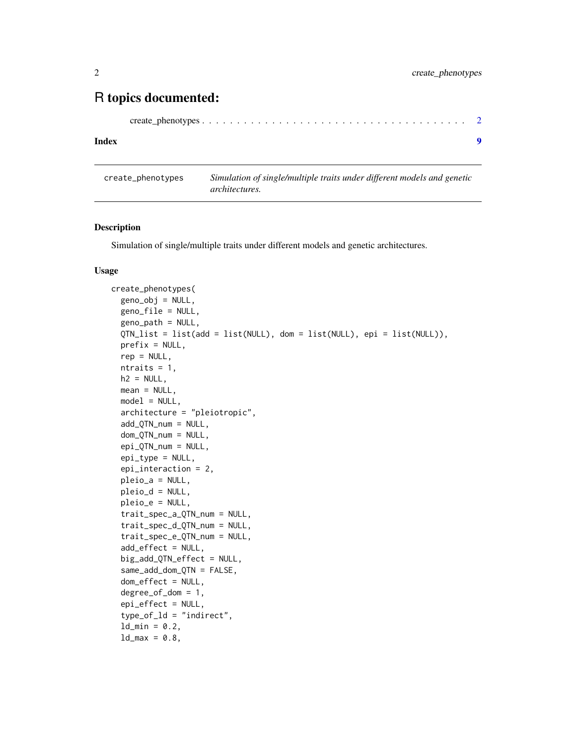# R topics documented:

create_phenotypes . . . . . . . . . . . . . . . . . . . . . . . . . . . . . . . . . . . . . 2

**Index** **9**

---

| create_phenotypes | *Simulation of single/multiple traits under different models and genetic architectures.* |
|---|---|

## Description

Simulation of single/multiple traits under different models and genetic architectures.

## Usage

```
create_phenotypes(
  geno_obj = NULL,
  geno_file = NULL,
  geno_path = NULL,
  QTN_list = list(add = list(NULL), dom = list(NULL), epi = list(NULL)),
  prefix = NULL,
  rep = NULL,
  ntraits = 1,
  h2 = NULL,
  mean = NULL,
  model = NULL,
  architecture = "pleiotropic",
  add_QTN_num = NULL,
  dom_QTN_num = NULL,
  epi_QTN_num = NULL,
  epi_type = NULL,
  epi_interaction = 2,
  pleio_a = NULL,
  pleio_d = NULL,
  pleio_e = NULL,
  trait_spec_a_QTN_num = NULL,
  trait_spec_d_QTN_num = NULL,
  trait_spec_e_QTN_num = NULL,
  add_effect = NULL,
  big_add_QTN_effect = NULL,
  same_add_dom_QTN = FALSE,
  dom_effect = NULL,
  degree_of_dom = 1,
  epi_effect = NULL,
  type_of_ld = "indirect",
  ld_min = 0.2,
  ld_max = 0.8,
```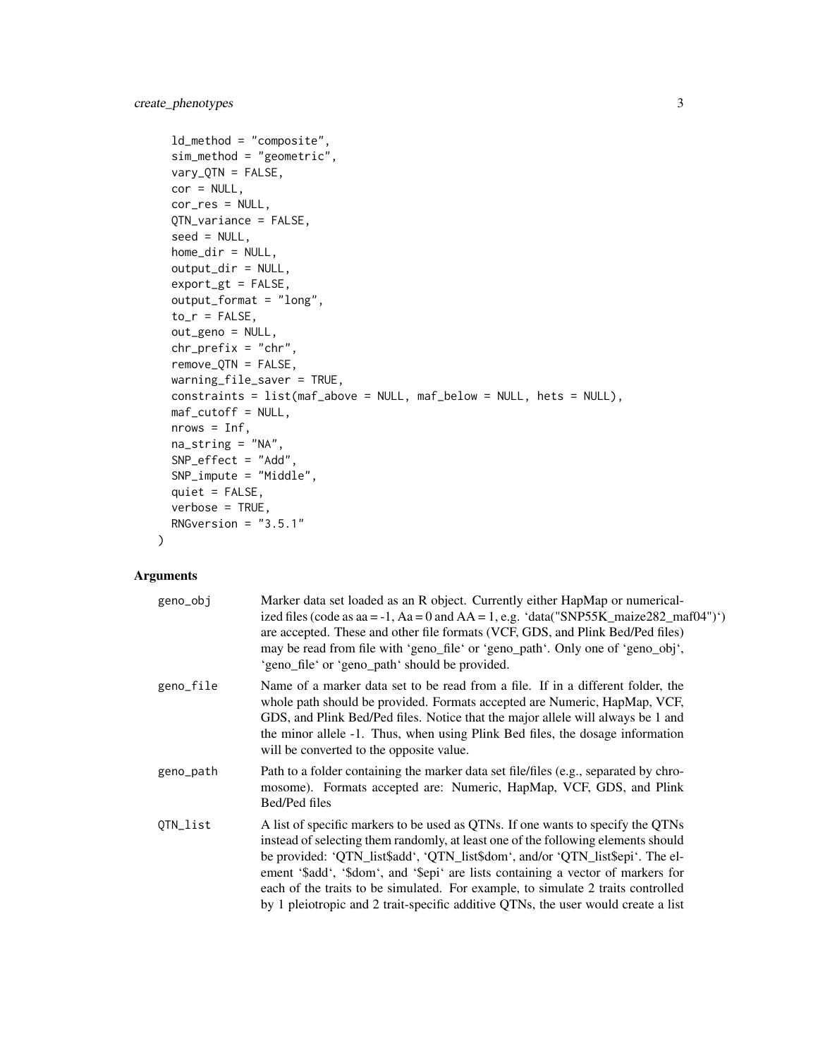```
  ld_method = "composite",
  sim_method = "geometric",
  vary_QTN = FALSE,
  cor = NULL,
  cor_res = NULL,
  QTN_variance = FALSE,
  seed = NULL,
  home_dir = NULL,
  output_dir = NULL,
  export_gt = FALSE,
  output_format = "long",
  to_r = FALSE,
  out_geno = NULL,
  chr_prefix = "chr",
  remove_QTN = FALSE,
  warning_file_saver = TRUE,
  constraints = list(maf_above = NULL, maf_below = NULL, hets = NULL),
  maf_cutoff = NULL,
  nrows = Inf,
  na_string = "NA",
  SNP_effect = "Add",
  SNP_impute = "Middle",
  quiet = FALSE,
  verbose = TRUE,
  RNGversion = "3.5.1"
)
```

## Arguments

| | |
|---|---|
| geno_obj | Marker data set loaded as an R object. Currently either HapMap or numericalized files (code as aa = -1, Aa = 0 and AA = 1, e.g. 'data("SNP55K_maize282_maf04")') are accepted. These and other file formats (VCF, GDS, and Plink Bed/Ped files) may be read from file with 'geno_file' or 'geno_path'. Only one of 'geno_obj', 'geno_file' or 'geno_path' should be provided. |
| geno_file | Name of a marker data set to be read from a file. If in a different folder, the whole path should be provided. Formats accepted are Numeric, HapMap, VCF, GDS, and Plink Bed/Ped files. Notice that the major allele will always be 1 and the minor allele -1. Thus, when using Plink Bed files, the dosage information will be converted to the opposite value. |
| geno_path | Path to a folder containing the marker data set file/files (e.g., separated by chromosome). Formats accepted are: Numeric, HapMap, VCF, GDS, and Plink Bed/Ped files |
| QTN_list | A list of specific markers to be used as QTNs. If one wants to specify the QTNs instead of selecting them randomly, at least one of the following elements should be provided: 'QTN_list$add', 'QTN_list$dom', and/or 'QTN_list$epi'. The element '$add', '$dom', and '$epi' are lists containing a vector of markers for each of the traits to be simulated. For example, to simulate 2 traits controlled by 1 pleiotropic and 2 trait-specific additive QTNs, the user would create a list |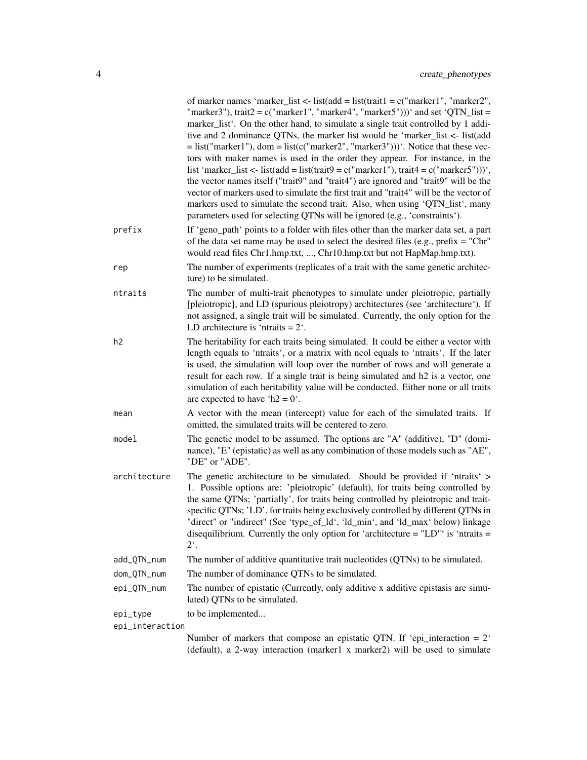of marker names 'marker_list <- list(add = list(trait1 = c("marker1", "marker2", "marker3"), trait2 = c("marker1", "marker4", "marker5")))' and set 'QTN_list = marker_list'. On the other hand, to simulate a single trait controlled by 1 additive and 2 dominance QTNs, the marker list would be 'marker_list <- list(add = list("marker1"), dom = list(c("marker2", "marker3")))'. Notice that these vectors with maker names is used in the order they appear. For instance, in the list 'marker_list <- list(add = list(trait9 = c("marker1"), trait4 = c("marker5")))', the vector names itself ("trait9" and "trait4") are ignored and "trait9" will be the vector of markers used to simulate the first trait and "trait4" will be the vector of markers used to simulate the second trait. Also, when using 'QTN_list', many parameters used for selecting QTNs will be ignored (e.g., 'constraints').

`prefix`
: If 'geno_path' points to a folder with files other than the marker data set, a part of the data set name may be used to select the desired files (e.g., prefix = "Chr" would read files Chr1.hmp.txt, ..., Chr10.hmp.txt but not HapMap.hmp.txt).

`rep`
: The number of experiments (replicates of a trait with the same genetic architecture) to be simulated.

`ntraits`
: The number of multi-trait phenotypes to simulate under pleiotropic, partially [pleiotropic], and LD (spurious pleiotropy) architectures (see 'architecture'). If not assigned, a single trait will be simulated. Currently, the only option for the LD architecture is 'ntraits = 2'.

`h2`
: The heritability for each traits being simulated. It could be either a vector with length equals to 'ntraits', or a matrix with ncol equals to 'ntraits'. If the later is used, the simulation will loop over the number of rows and will generate a result for each row. If a single trait is being simulated and h2 is a vector, one simulation of each heritability value will be conducted. Either none or all traits are expected to have 'h2 = 0'.

`mean`
: A vector with the mean (intercept) value for each of the simulated traits. If omitted, the simulated traits will be centered to zero.

`model`
: The genetic model to be assumed. The options are "A" (additive), "D" (dominance), "E" (epistatic) as well as any combination of those models such as "AE", "DE" or "ADE".

`architecture`
: The genetic architecture to be simulated. Should be provided if 'ntraits' > 1. Possible options are: 'pleiotropic' (default), for traits being controlled by the same QTNs; 'partially', for traits being controlled by pleiotropic and trait-specific QTNs; 'LD', for traits being exclusively controlled by different QTNs in "direct" or "indirect" (See 'type_of_ld', 'ld_min', and 'ld_max' below) linkage disequilibrium. Currently the only option for 'architecture = "LD"' is 'ntraits = 2'.

`add_QTN_num`
: The number of additive quantitative trait nucleotides (QTNs) to be simulated.

`dom_QTN_num`
: The number of dominance QTNs to be simulated.

`epi_QTN_num`
: The number of epistatic (Currently, only additive x additive epistasis are simulated) QTNs to be simulated.

`epi_type`
: to be implemented...

`epi_interaction`
: Number of markers that compose an epistatic QTN. If 'epi_interaction = 2' (default), a 2-way interaction (marker1 x marker2) will be used to simulate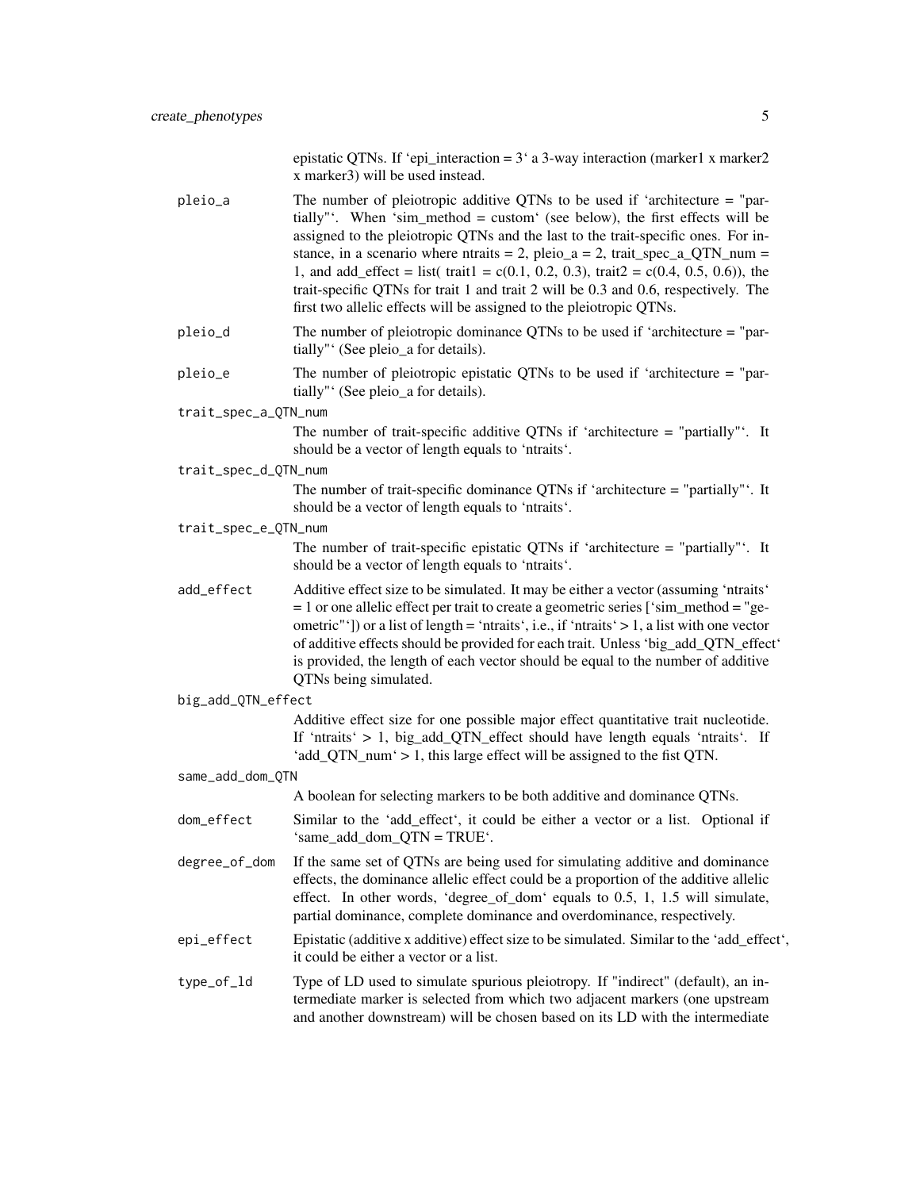epistatic QTNs. If ‘epi_interaction = 3‘ a 3-way interaction (marker1 x marker2 x marker3) will be used instead.

**pleio_a**
: The number of pleiotropic additive QTNs to be used if ‘architecture = "partially"‘. When ‘sim_method = custom‘ (see below), the first effects will be assigned to the pleiotropic QTNs and the last to the trait-specific ones. For instance, in a scenario where ntraits = 2, pleio_a = 2, trait_spec_a_QTN_num = 1, and add_effect = list( trait1 = c(0.1, 0.2, 0.3), trait2 = c(0.4, 0.5, 0.6)), the trait-specific QTNs for trait 1 and trait 2 will be 0.3 and 0.6, respectively. The first two allelic effects will be assigned to the pleiotropic QTNs.

**pleio_d**
: The number of pleiotropic dominance QTNs to be used if ‘architecture = "partially"‘ (See pleio_a for details).

**pleio_e**
: The number of pleiotropic epistatic QTNs to be used if ‘architecture = "partially"‘ (See pleio_a for details).

**trait_spec_a_QTN_num**
: The number of trait-specific additive QTNs if ‘architecture = "partially"‘. It should be a vector of length equals to ‘ntraits‘.

**trait_spec_d_QTN_num**
: The number of trait-specific dominance QTNs if ‘architecture = "partially"‘. It should be a vector of length equals to ‘ntraits‘.

**trait_spec_e_QTN_num**
: The number of trait-specific epistatic QTNs if ‘architecture = "partially"‘. It should be a vector of length equals to ‘ntraits‘.

**add_effect**
: Additive effect size to be simulated. It may be either a vector (assuming ‘ntraits‘ = 1 or one allelic effect per trait to create a geometric series [‘sim_method = "geometric"‘]) or a list of length = ‘ntraits‘, i.e., if ‘ntraits‘ > 1, a list with one vector of additive effects should be provided for each trait. Unless ‘big_add_QTN_effect‘ is provided, the length of each vector should be equal to the number of additive QTNs being simulated.

**big_add_QTN_effect**
: Additive effect size for one possible major effect quantitative trait nucleotide. If ‘ntraits‘ > 1, big_add_QTN_effect should have length equals ‘ntraits‘. If ‘add_QTN_num‘ > 1, this large effect will be assigned to the fist QTN.

**same_add_dom_QTN**
: A boolean for selecting markers to be both additive and dominance QTNs.

**dom_effect**
: Similar to the ‘add_effect‘, it could be either a vector or a list. Optional if ‘same_add_dom_QTN = TRUE‘.

**degree_of_dom**
: If the same set of QTNs are being used for simulating additive and dominance effects, the dominance allelic effect could be a proportion of the additive allelic effect. In other words, ‘degree_of_dom‘ equals to 0.5, 1, 1.5 will simulate, partial dominance, complete dominance and overdominance, respectively.

**epi_effect**
: Epistatic (additive x additive) effect size to be simulated. Similar to the ‘add_effect‘, it could be either a vector or a list.

**type_of_ld**
: Type of LD used to simulate spurious pleiotropy. If "indirect" (default), an intermediate marker is selected from which two adjacent markers (one upstream and another downstream) will be chosen based on its LD with the intermediate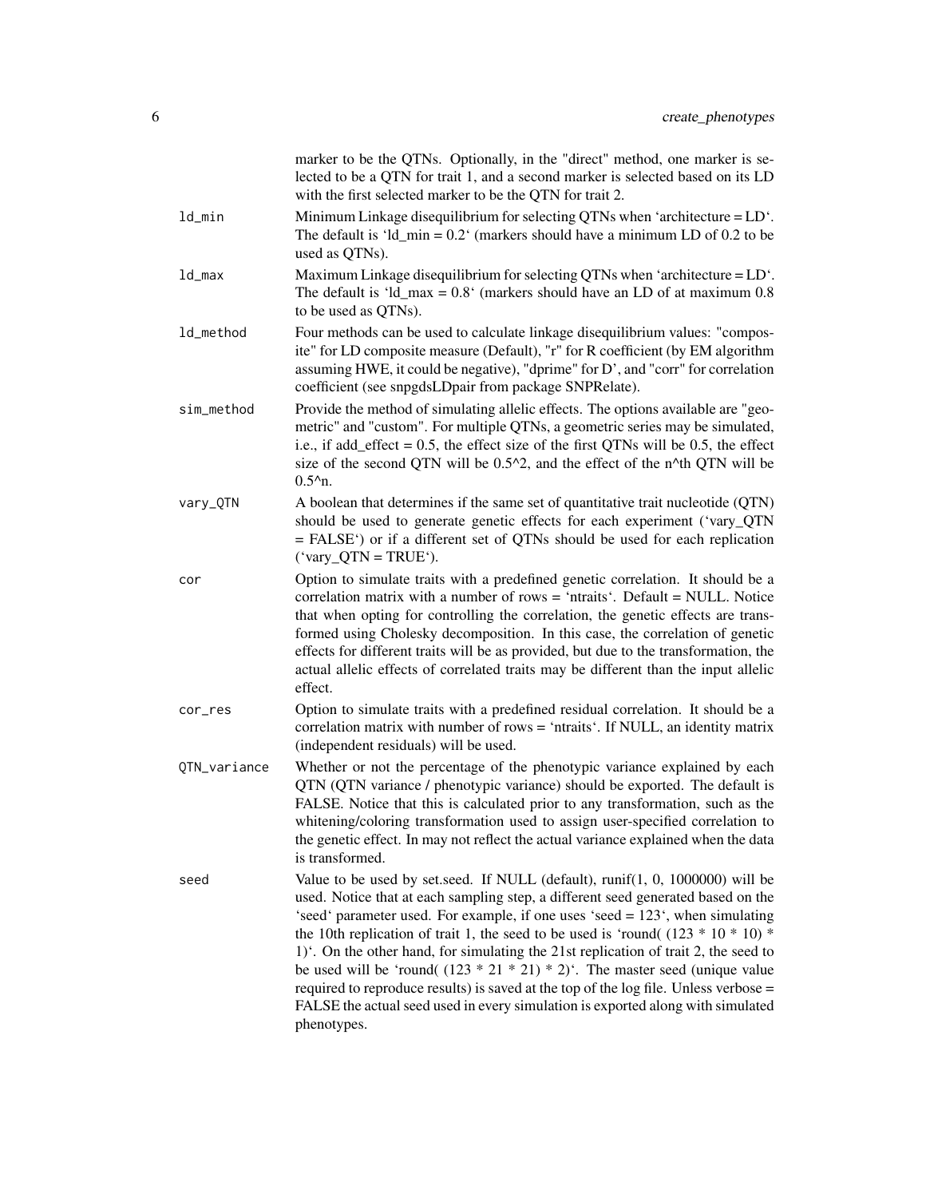marker to be the QTNs. Optionally, in the "direct" method, one marker is selected to be a QTN for trait 1, and a second marker is selected based on its LD with the first selected marker to be the QTN for trait 2.

| Argument | Description |
|---|---|
| `ld_min` | Minimum Linkage disequilibrium for selecting QTNs when 'architecture = LD'. The default is 'ld_min = 0.2' (markers should have a minimum LD of 0.2 to be used as QTNs). |
| `ld_max` | Maximum Linkage disequilibrium for selecting QTNs when 'architecture = LD'. The default is 'ld_max = 0.8' (markers should have an LD of at maximum 0.8 to be used as QTNs). |
| `ld_method` | Four methods can be used to calculate linkage disequilibrium values: "composite" for LD composite measure (Default), "r" for R coefficient (by EM algorithm assuming HWE, it could be negative), "dprime" for D', and "corr" for correlation coefficient (see snpgdsLDpair from package SNPRelate). |
| `sim_method` | Provide the method of simulating allelic effects. The options available are "geometric" and "custom". For multiple QTNs, a geometric series may be simulated, i.e., if add_effect = 0.5, the effect size of the first QTNs will be 0.5, the effect size of the second QTN will be 0.5^2, and the effect of the n^th QTN will be 0.5^n. |
| `vary_QTN` | A boolean that determines if the same set of quantitative trait nucleotide (QTN) should be used to generate genetic effects for each experiment ('vary_QTN = FALSE') or if a different set of QTNs should be used for each replication ('vary_QTN = TRUE'). |
| `cor` | Option to simulate traits with a predefined genetic correlation. It should be a correlation matrix with a number of rows = 'ntraits'. Default = NULL. Notice that when opting for controlling the correlation, the genetic effects are transformed using Cholesky decomposition. In this case, the correlation of genetic effects for different traits will be as provided, but due to the transformation, the actual allelic effects of correlated traits may be different than the input allelic effect. |
| `cor_res` | Option to simulate traits with a predefined residual correlation. It should be a correlation matrix with number of rows = 'ntraits'. If NULL, an identity matrix (independent residuals) will be used. |
| `QTN_variance` | Whether or not the percentage of the phenotypic variance explained by each QTN (QTN variance / phenotypic variance) should be exported. The default is FALSE. Notice that this is calculated prior to any transformation, such as the whitening/coloring transformation used to assign user-specified correlation to the genetic effect. In may not reflect the actual variance explained when the data is transformed. |
| `seed` | Value to be used by set.seed. If NULL (default), runif(1, 0, 1000000) will be used. Notice that at each sampling step, a different seed generated based on the 'seed' parameter used. For example, if one uses 'seed = 123', when simulating the 10th replication of trait 1, the seed to be used is 'round( (123 * 10 * 10) * 1)'. On the other hand, for simulating the 21st replication of trait 2, the seed to be used will be 'round( (123 * 21 * 21) * 2)'. The master seed (unique value required to reproduce results) is saved at the top of the log file. Unless verbose = FALSE the actual seed used in every simulation is exported along with simulated phenotypes. |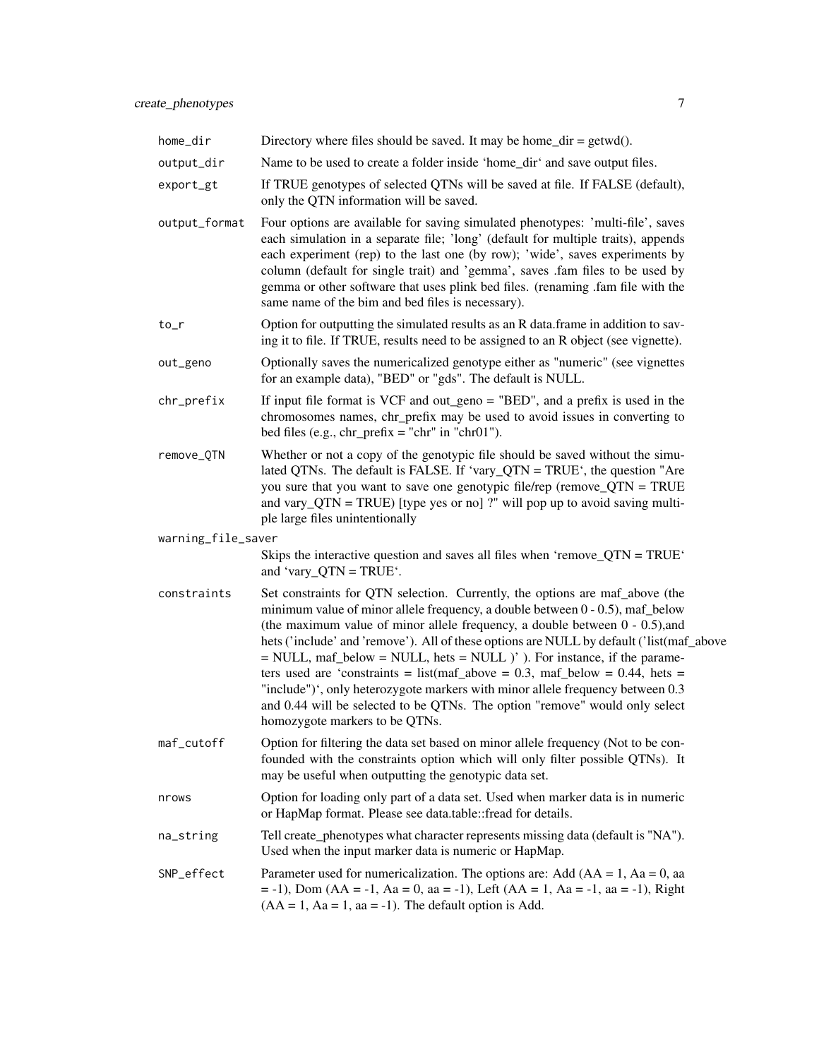| Argument | Description |
| --- | --- |
| `home_dir` | Directory where files should be saved. It may be home_dir = getwd(). |
| `output_dir` | Name to be used to create a folder inside 'home_dir' and save output files. |
| `export_gt` | If TRUE genotypes of selected QTNs will be saved at file. If FALSE (default), only the QTN information will be saved. |
| `output_format` | Four options are available for saving simulated phenotypes: 'multi-file', saves each simulation in a separate file; 'long' (default for multiple traits), appends each experiment (rep) to the last one (by row); 'wide', saves experiments by column (default for single trait) and 'gemma', saves .fam files to be used by gemma or other software that uses plink bed files. (renaming .fam file with the same name of the bim and bed files is necessary). |
| `to_r` | Option for outputting the simulated results as an R data.frame in addition to saving it to file. If TRUE, results need to be assigned to an R object (see vignette). |
| `out_geno` | Optionally saves the numericalized genotype either as "numeric" (see vignettes for an example data), "BED" or "gds". The default is NULL. |
| `chr_prefix` | If input file format is VCF and out_geno = "BED", and a prefix is used in the chromosomes names, chr_prefix may be used to avoid issues in converting to bed files (e.g., chr_prefix = "chr" in "chr01"). |
| `remove_QTN` | Whether or not a copy of the genotypic file should be saved without the simulated QTNs. The default is FALSE. If 'vary_QTN = TRUE', the question "Are you sure that you want to save one genotypic file/rep (remove_QTN = TRUE and vary_QTN = TRUE) [type yes or no] ?" will pop up to avoid saving multiple large files unintentionally |
| `warning_file_saver` | Skips the interactive question and saves all files when 'remove_QTN = TRUE' and 'vary_QTN = TRUE'. |
| `constraints` | Set constraints for QTN selection. Currently, the options are maf_above (the minimum value of minor allele frequency, a double between 0 - 0.5), maf_below (the maximum value of minor allele frequency, a double between 0 - 0.5),and hets ('include' and 'remove'). All of these options are NULL by default ('list(maf_above = NULL, maf_below = NULL, hets = NULL )' ). For instance, if the parameters used are 'constraints = list(maf_above = 0.3, maf_below = 0.44, hets = "include")', only heterozygote markers with minor allele frequency between 0.3 and 0.44 will be selected to be QTNs. The option "remove" would only select homozygote markers to be QTNs. |
| `maf_cutoff` | Option for filtering the data set based on minor allele frequency (Not to be confounded with the constraints option which will only filter possible QTNs). It may be useful when outputting the genotypic data set. |
| `nrows` | Option for loading only part of a data set. Used when marker data is in numeric or HapMap format. Please see data.table::fread for details. |
| `na_string` | Tell create_phenotypes what character represents missing data (default is "NA"). Used when the input marker data is numeric or HapMap. |
| `SNP_effect` | Parameter used for numericalization. The options are: Add (AA = 1, Aa = 0, aa = -1), Dom (AA = -1, Aa = 0, aa = -1), Left (AA = 1, Aa = -1, aa = -1), Right (AA = 1, Aa = 1, aa = -1). The default option is Add. |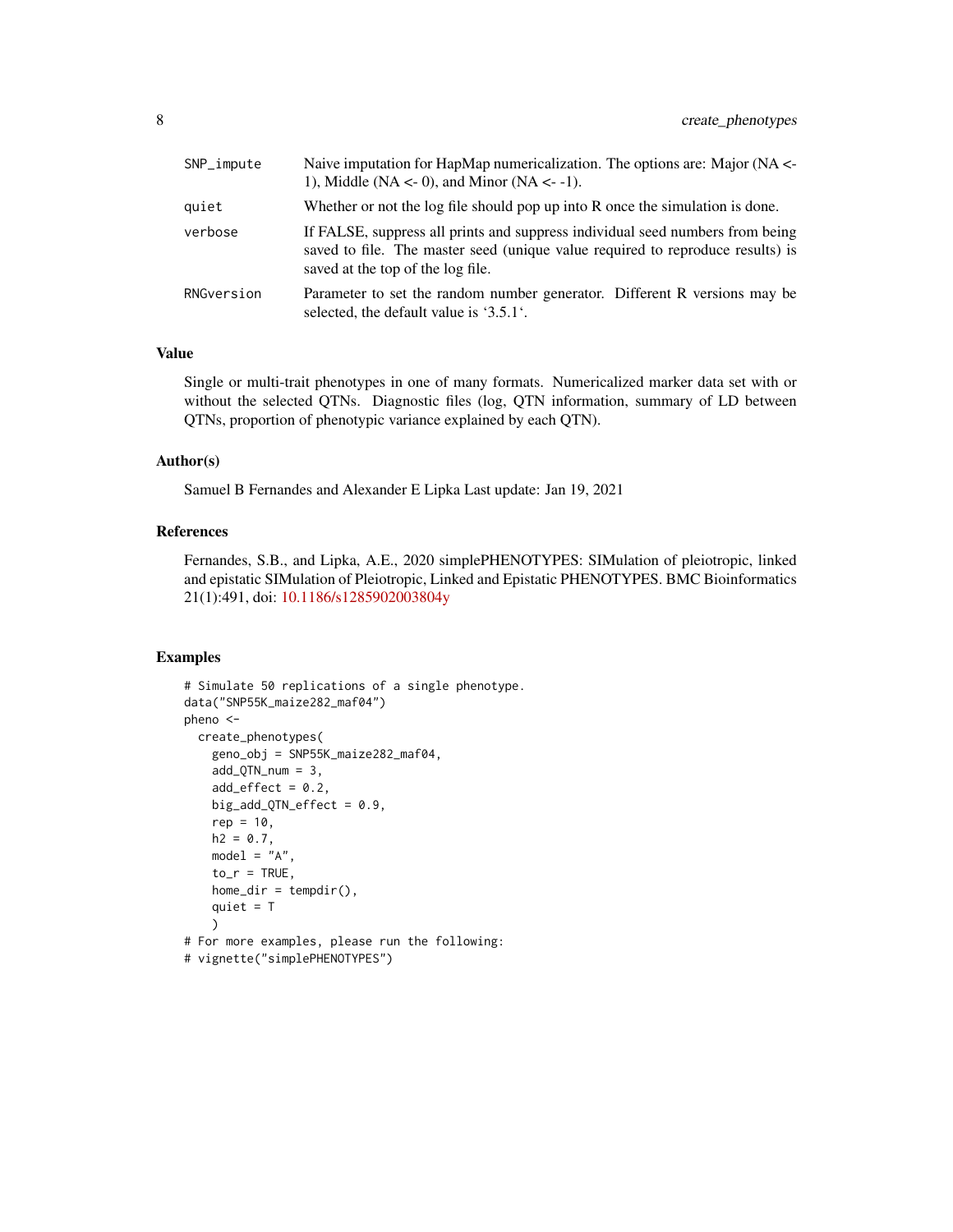| | |
|---|---|
| SNP_impute | Naive imputation for HapMap numericalization. The options are: Major (NA <- 1), Middle (NA <- 0), and Minor (NA <- -1). |
| quiet | Whether or not the log file should pop up into R once the simulation is done. |
| verbose | If FALSE, suppress all prints and suppress individual seed numbers from being saved to file. The master seed (unique value required to reproduce results) is saved at the top of the log file. |
| RNGversion | Parameter to set the random number generator. Different R versions may be selected, the default value is '3.5.1'. |

## Value

Single or multi-trait phenotypes in one of many formats. Numericalized marker data set with or without the selected QTNs. Diagnostic files (log, QTN information, summary of LD between QTNs, proportion of phenotypic variance explained by each QTN).

## Author(s)

Samuel B Fernandes and Alexander E Lipka Last update: Jan 19, 2021

## References

Fernandes, S.B., and Lipka, A.E., 2020 simplePHENOTYPES: SIMulation of pleiotropic, linked and epistatic SIMulation of Pleiotropic, Linked and Epistatic PHENOTYPES. BMC Bioinformatics 21(1):491, doi: 10.1186/s1285902003804y

## Examples

```
# Simulate 50 replications of a single phenotype.
data("SNP55K_maize282_maf04")
pheno <-
  create_phenotypes(
    geno_obj = SNP55K_maize282_maf04,
    add_QTN_num = 3,
    add_effect = 0.2,
    big_add_QTN_effect = 0.9,
    rep = 10,
    h2 = 0.7,
    model = "A",
    to_r = TRUE,
    home_dir = tempdir(),
    quiet = T
    )
# For more examples, please run the following:
# vignette("simplePHENOTYPES")
```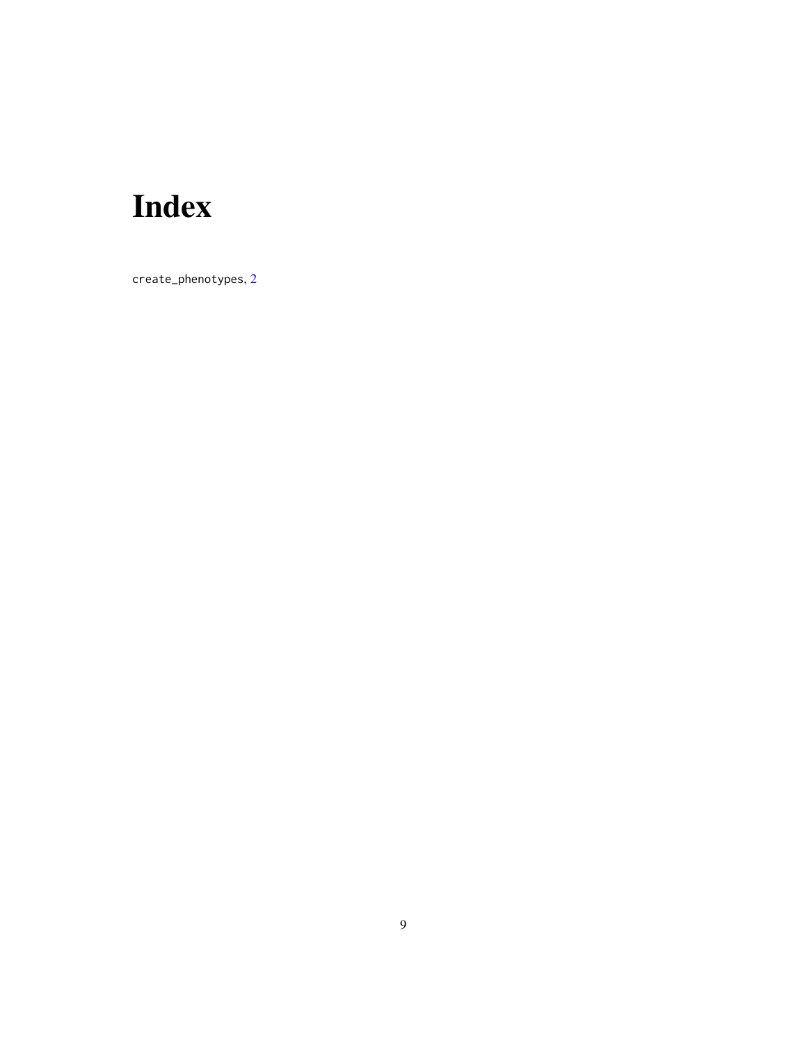# Index

create_phenotypes, 2